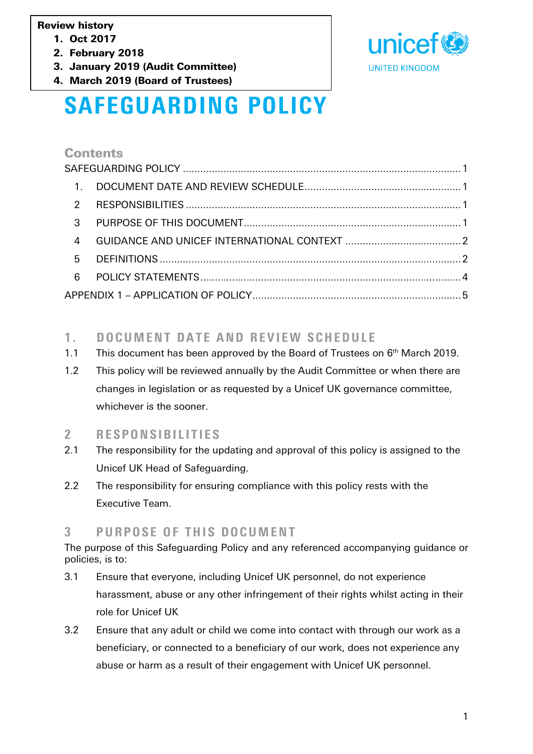**Review history**

1. **Oct 2017**
2. **February 2018**
3. **January 2019 (Audit Committee)**
4. **March 2019 (Board of Trustees)**

unicef UNITED KINGDOM

# SAFEGUARDING POLICY

## Contents

SAFEGUARDING POLICY .......... 1

1. DOCUMENT DATE AND REVIEW SCHEDULE .......... 1
2. RESPONSIBILITIES .......... 1
3. PURPOSE OF THIS DOCUMENT .......... 1
4. GUIDANCE AND UNICEF INTERNATIONAL CONTEXT .......... 2
5. DEFINITIONS .......... 2
6. POLICY STATEMENTS .......... 4

APPENDIX 1 – APPLICATION OF POLICY .......... 5

## 1. DOCUMENT DATE AND REVIEW SCHEDULE

1.1 This document has been approved by the Board of Trustees on 6th March 2019.

1.2 This policy will be reviewed annually by the Audit Committee or when there are changes in legislation or as requested by a Unicef UK governance committee, whichever is the sooner.

## 2 RESPONSIBILITIES

2.1 The responsibility for the updating and approval of this policy is assigned to the Unicef UK Head of Safeguarding.

2.2 The responsibility for ensuring compliance with this policy rests with the Executive Team.

## 3 PURPOSE OF THIS DOCUMENT

The purpose of this Safeguarding Policy and any referenced accompanying guidance or policies, is to:

3.1 Ensure that everyone, including Unicef UK personnel, do not experience harassment, abuse or any other infringement of their rights whilst acting in their role for Unicef UK

3.2 Ensure that any adult or child we come into contact with through our work as a beneficiary, or connected to a beneficiary of our work, does not experience any abuse or harm as a result of their engagement with Unicef UK personnel.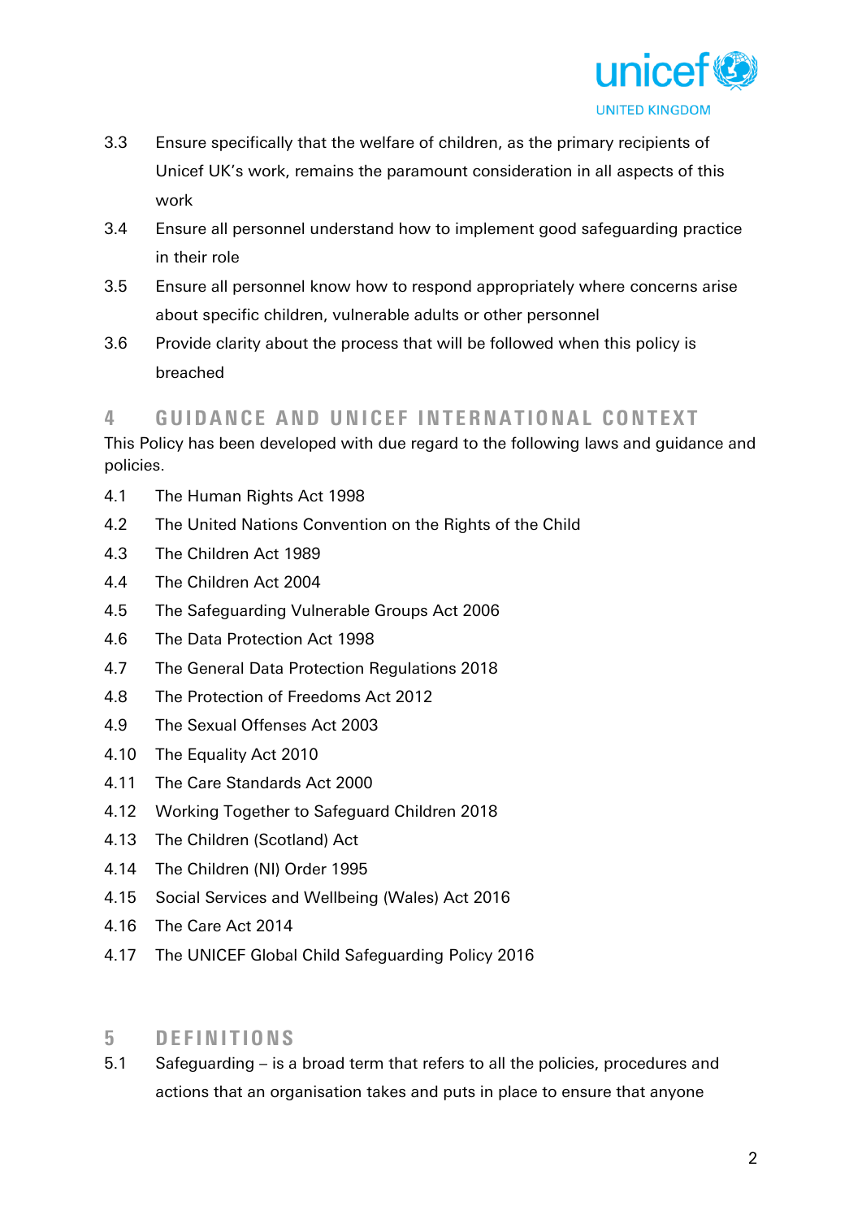3.3 Ensure specifically that the welfare of children, as the primary recipients of Unicef UK's work, remains the paramount consideration in all aspects of this work

3.4 Ensure all personnel understand how to implement good safeguarding practice in their role

3.5 Ensure all personnel know how to respond appropriately where concerns arise about specific children, vulnerable adults or other personnel

3.6 Provide clarity about the process that will be followed when this policy is breached

## 4 GUIDANCE AND UNICEF INTERNATIONAL CONTEXT

This Policy has been developed with due regard to the following laws and guidance and policies.

4.1 The Human Rights Act 1998

4.2 The United Nations Convention on the Rights of the Child

4.3 The Children Act 1989

4.4 The Children Act 2004

4.5 The Safeguarding Vulnerable Groups Act 2006

4.6 The Data Protection Act 1998

4.7 The General Data Protection Regulations 2018

4.8 The Protection of Freedoms Act 2012

4.9 The Sexual Offenses Act 2003

4.10 The Equality Act 2010

4.11 The Care Standards Act 2000

4.12 Working Together to Safeguard Children 2018

4.13 The Children (Scotland) Act

4.14 The Children (NI) Order 1995

4.15 Social Services and Wellbeing (Wales) Act 2016

4.16 The Care Act 2014

4.17 The UNICEF Global Child Safeguarding Policy 2016

## 5 DEFINITIONS

5.1 Safeguarding – is a broad term that refers to all the policies, procedures and actions that an organisation takes and puts in place to ensure that anyone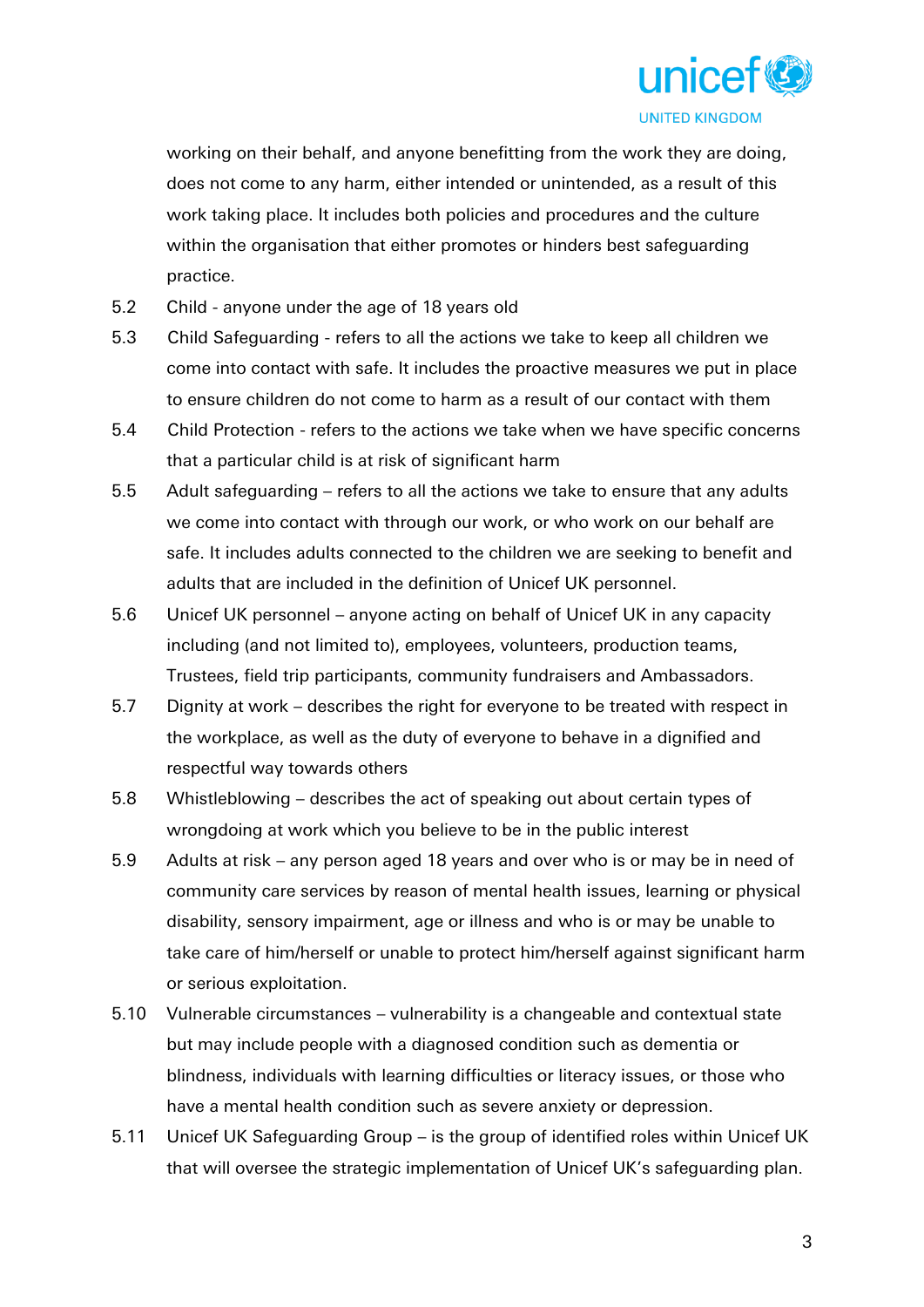working on their behalf, and anyone benefitting from the work they are doing, does not come to any harm, either intended or unintended, as a result of this work taking place. It includes both policies and procedures and the culture within the organisation that either promotes or hinders best safeguarding practice.

5.2 Child - anyone under the age of 18 years old

5.3 Child Safeguarding - refers to all the actions we take to keep all children we come into contact with safe. It includes the proactive measures we put in place to ensure children do not come to harm as a result of our contact with them

5.4 Child Protection - refers to the actions we take when we have specific concerns that a particular child is at risk of significant harm

5.5 Adult safeguarding – refers to all the actions we take to ensure that any adults we come into contact with through our work, or who work on our behalf are safe. It includes adults connected to the children we are seeking to benefit and adults that are included in the definition of Unicef UK personnel.

5.6 Unicef UK personnel – anyone acting on behalf of Unicef UK in any capacity including (and not limited to), employees, volunteers, production teams, Trustees, field trip participants, community fundraisers and Ambassadors.

5.7 Dignity at work – describes the right for everyone to be treated with respect in the workplace, as well as the duty of everyone to behave in a dignified and respectful way towards others

5.8 Whistleblowing – describes the act of speaking out about certain types of wrongdoing at work which you believe to be in the public interest

5.9 Adults at risk – any person aged 18 years and over who is or may be in need of community care services by reason of mental health issues, learning or physical disability, sensory impairment, age or illness and who is or may be unable to take care of him/herself or unable to protect him/herself against significant harm or serious exploitation.

5.10 Vulnerable circumstances – vulnerability is a changeable and contextual state but may include people with a diagnosed condition such as dementia or blindness, individuals with learning difficulties or literacy issues, or those who have a mental health condition such as severe anxiety or depression.

5.11 Unicef UK Safeguarding Group – is the group of identified roles within Unicef UK that will oversee the strategic implementation of Unicef UK's safeguarding plan.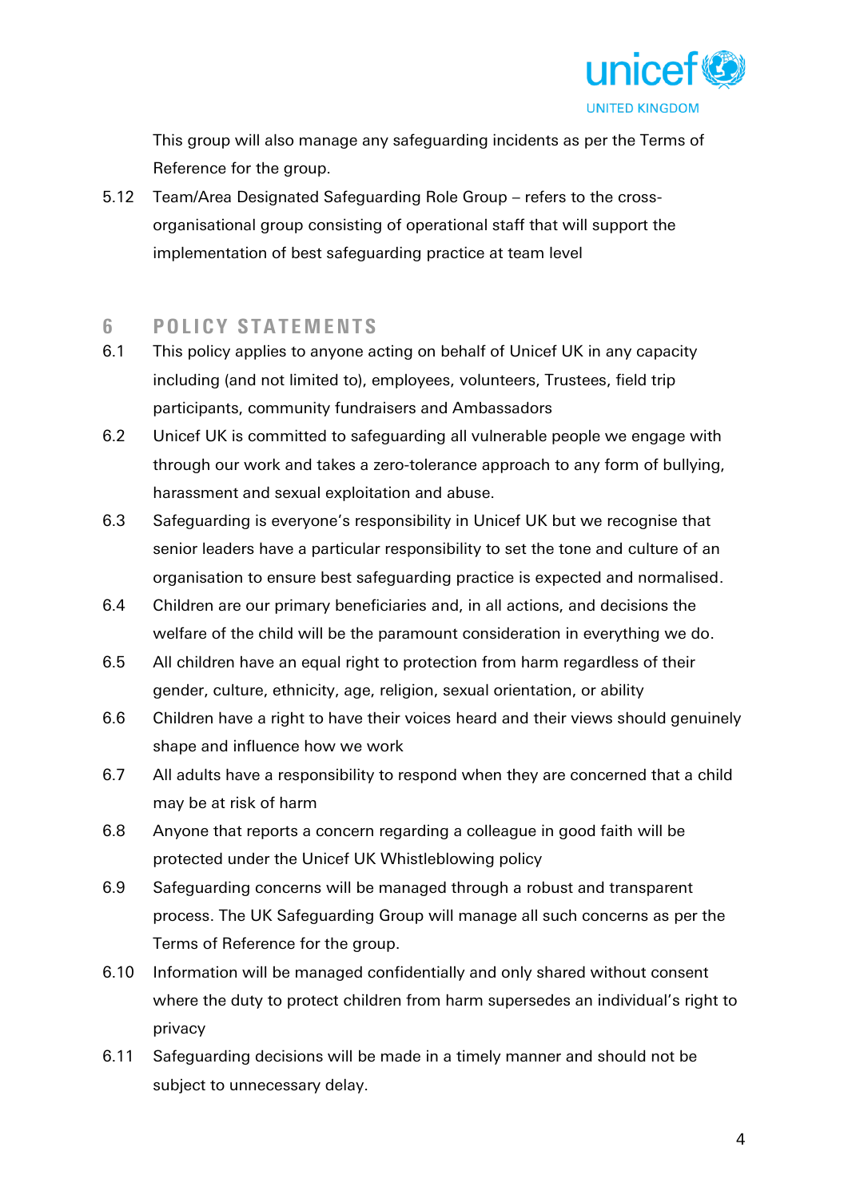This group will also manage any safeguarding incidents as per the Terms of Reference for the group.

5.12 Team/Area Designated Safeguarding Role Group – refers to the cross-organisational group consisting of operational staff that will support the implementation of best safeguarding practice at team level

## 6 POLICY STATEMENTS

6.1 This policy applies to anyone acting on behalf of Unicef UK in any capacity including (and not limited to), employees, volunteers, Trustees, field trip participants, community fundraisers and Ambassadors

6.2 Unicef UK is committed to safeguarding all vulnerable people we engage with through our work and takes a zero-tolerance approach to any form of bullying, harassment and sexual exploitation and abuse.

6.3 Safeguarding is everyone's responsibility in Unicef UK but we recognise that senior leaders have a particular responsibility to set the tone and culture of an organisation to ensure best safeguarding practice is expected and normalised.

6.4 Children are our primary beneficiaries and, in all actions, and decisions the welfare of the child will be the paramount consideration in everything we do.

6.5 All children have an equal right to protection from harm regardless of their gender, culture, ethnicity, age, religion, sexual orientation, or ability

6.6 Children have a right to have their voices heard and their views should genuinely shape and influence how we work

6.7 All adults have a responsibility to respond when they are concerned that a child may be at risk of harm

6.8 Anyone that reports a concern regarding a colleague in good faith will be protected under the Unicef UK Whistleblowing policy

6.9 Safeguarding concerns will be managed through a robust and transparent process. The UK Safeguarding Group will manage all such concerns as per the Terms of Reference for the group.

6.10 Information will be managed confidentially and only shared without consent where the duty to protect children from harm supersedes an individual's right to privacy

6.11 Safeguarding decisions will be made in a timely manner and should not be subject to unnecessary delay.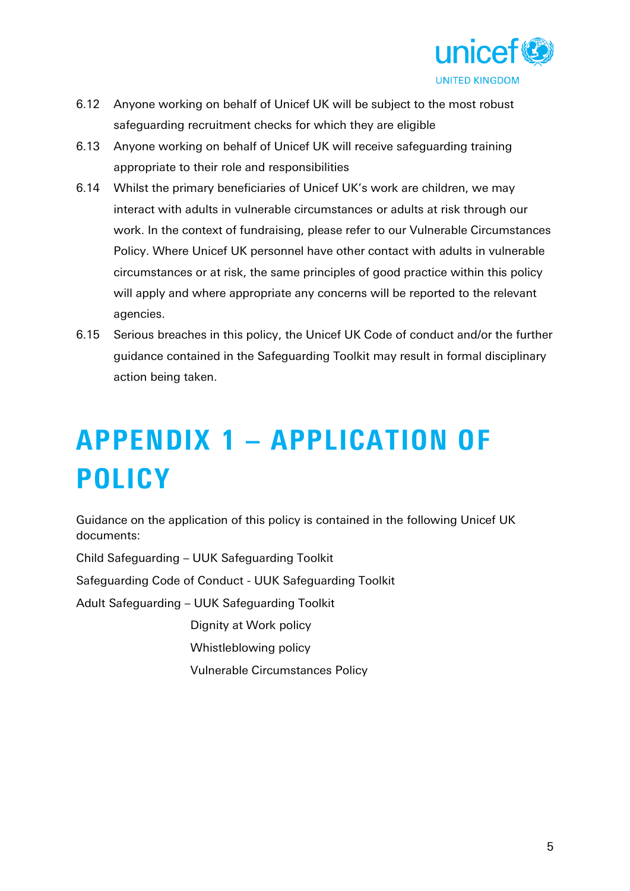6.12 Anyone working on behalf of Unicef UK will be subject to the most robust safeguarding recruitment checks for which they are eligible

6.13 Anyone working on behalf of Unicef UK will receive safeguarding training appropriate to their role and responsibilities

6.14 Whilst the primary beneficiaries of Unicef UK's work are children, we may interact with adults in vulnerable circumstances or adults at risk through our work. In the context of fundraising, please refer to our Vulnerable Circumstances Policy. Where Unicef UK personnel have other contact with adults in vulnerable circumstances or at risk, the same principles of good practice within this policy will apply and where appropriate any concerns will be reported to the relevant agencies.

6.15 Serious breaches in this policy, the Unicef UK Code of conduct and/or the further guidance contained in the Safeguarding Toolkit may result in formal disciplinary action being taken.

# APPENDIX 1 – APPLICATION OF POLICY

Guidance on the application of this policy is contained in the following Unicef UK documents:

Child Safeguarding – UUK Safeguarding Toolkit

Safeguarding Code of Conduct - UUK Safeguarding Toolkit

Adult Safeguarding – UUK Safeguarding Toolkit

Dignity at Work policy

Whistleblowing policy

Vulnerable Circumstances Policy